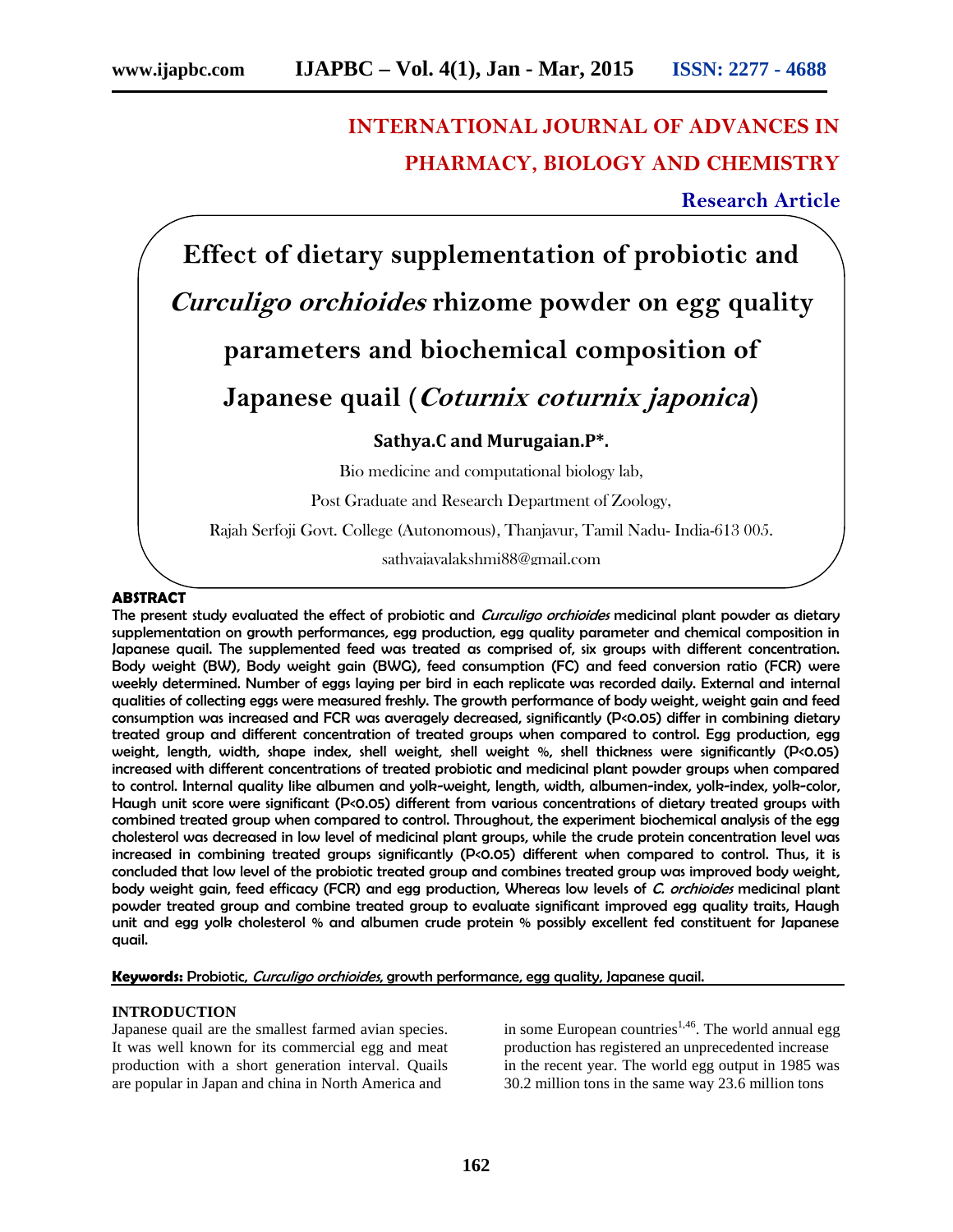## INTERNATIONAL JOURNAL OF ADVANCES IN PHARMACY, BIOLOGY AND CHEMISTRY

**Research Article**

# Effect of dietary supplementation of probiotic and *Curculigo orchioides* rhizome powder on egg quality parameters and biochemical composition of Japanese quail (*Coturnix coturnix japonica*)

**Sathya.C and Murugaian.P\*.**

Bio medicine and computational biology lab,

Post Graduate and Research Department of Zoology,

Rajah Serfoji Govt. College (Autonomous), Thanjavur, Tamil Nadu- India-613 005.

sathyajayalakshmi88@gmail.com

## ABSTRACT

**The present study evaluated the effect of probiotic and *Curculigo orchioides* medicinal plant powder as dietary supplementation on growth performances, egg production, egg quality parameter and chemical composition in Japanese quail. The supplemented feed was treated as comprised of, six groups with different concentration. Body weight (BW), Body weight gain (BWG), feed consumption (FC) and feed conversion ratio (FCR) were weekly determined. Number of eggs laying per bird in each replicate was recorded daily. External and internal qualities of collecting eggs were measured freshly. The growth performance of body weight, weight gain and feed consumption was increased and FCR was averagely decreased, significantly (P<0.05) differ in combining dietary treated group and different concentration of treated groups when compared to control. Egg production, egg weight, length, width, shape index, shell weight, shell weight %, shell thickness were significantly (P<0.05) increased with different concentrations of treated probiotic and medicinal plant powder groups when compared to control. Internal quality like albumen and yolk-weight, length, width, albumen-index, yolk-index, yolk-color, Haugh unit score were significant (P<0.05) different from various concentrations of dietary treated groups with combined treated group when compared to control. Throughout, the experiment biochemical analysis of the egg cholesterol was decreased in low level of medicinal plant groups, while the crude protein concentration level was increased in combining treated groups significantly (P<0.05) different when compared to control. Thus, it is concluded that low level of the probiotic treated group and combines treated group was improved body weight, body weight gain, feed efficacy (FCR) and egg production, Whereas low levels of *C. orchioides* medicinal plant powder treated group and combine treated group to evaluate significant improved egg quality traits, Haugh unit and egg yolk cholesterol % and albumen crude protein % possibly excellent fed constituent for Japanese quail.**

**Keywords:** Probiotic, *Curculigo orchioides*, growth performance, egg quality, Japanese quail.

## INTRODUCTION

Japanese quail are the smallest farmed avian species. It was well known for its commercial egg and meat production with a short generation interval. Quails are popular in Japan and china in North America and in some European countries[1,46]. The world annual egg production has registered an unprecedented increase in the recent year. The world egg output in 1985 was 30.2 million tons in the same way 23.6 million tons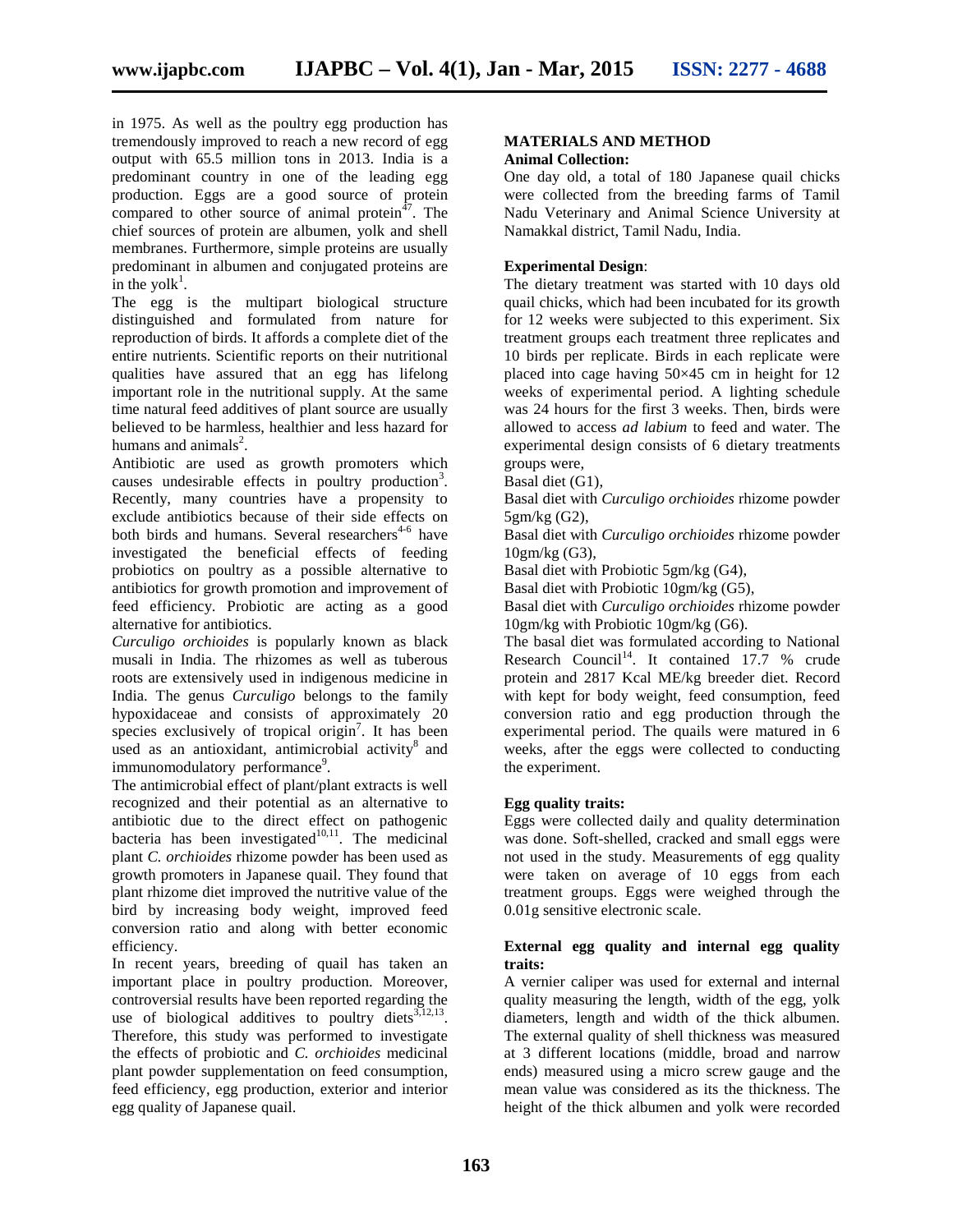in 1975. As well as the poultry egg production has tremendously improved to reach a new record of egg output with 65.5 million tons in 2013. India is a predominant country in one of the leading egg production. Eggs are a good source of protein compared to other source of animal protein[47]. The chief sources of protein are albumen, yolk and shell membranes. Furthermore, simple proteins are usually predominant in albumen and conjugated proteins are in the yolk[1].

The egg is the multipart biological structure distinguished and formulated from nature for reproduction of birds. It affords a complete diet of the entire nutrients. Scientific reports on their nutritional qualities have assured that an egg has lifelong important role in the nutritional supply. At the same time natural feed additives of plant source are usually believed to be harmless, healthier and less hazard for humans and animals[2].

Antibiotic are used as growth promoters which causes undesirable effects in poultry production[3]. Recently, many countries have a propensity to exclude antibiotics because of their side effects on both birds and humans. Several researchers[4-6] have investigated the beneficial effects of feeding probiotics on poultry as a possible alternative to antibiotics for growth promotion and improvement of feed efficiency. Probiotic are acting as a good alternative for antibiotics.

*Curculigo orchioides* is popularly known as black musali in India. The rhizomes as well as tuberous roots are extensively used in indigenous medicine in India. The genus *Curculigo* belongs to the family hypoxidaceae and consists of approximately 20 species exclusively of tropical origin[7]. It has been used as an antioxidant, antimicrobial activity[8] and immunomodulatory performance[9].

The antimicrobial effect of plant/plant extracts is well recognized and their potential as an alternative to antibiotic due to the direct effect on pathogenic bacteria has been investigated[10,11]. The medicinal plant *C. orchioides* rhizome powder has been used as growth promoters in Japanese quail. They found that plant rhizome diet improved the nutritive value of the bird by increasing body weight, improved feed conversion ratio and along with better economic efficiency.

In recent years, breeding of quail has taken an important place in poultry production. Moreover, controversial results have been reported regarding the use of biological additives to poultry diets[3,12,13]. Therefore, this study was performed to investigate the effects of probiotic and *C. orchioides* medicinal plant powder supplementation on feed consumption, feed efficiency, egg production, exterior and interior egg quality of Japanese quail.

## MATERIALS AND METHOD

**Animal Collection:**

One day old, a total of 180 Japanese quail chicks were collected from the breeding farms of Tamil Nadu Veterinary and Animal Science University at Namakkal district, Tamil Nadu, India.

**Experimental Design**:

The dietary treatment was started with 10 days old quail chicks, which had been incubated for its growth for 12 weeks were subjected to this experiment. Six treatment groups each treatment three replicates and 10 birds per replicate. Birds in each replicate were placed into cage having 50×45 cm in height for 12 weeks of experimental period. A lighting schedule was 24 hours for the first 3 weeks. Then, birds were allowed to access *ad labium* to feed and water. The experimental design consists of 6 dietary treatments groups were,

Basal diet (G1),

Basal diet with *Curculigo orchioides* rhizome powder 5gm/kg (G2),

Basal diet with *Curculigo orchioides* rhizome powder 10gm/kg (G3),

Basal diet with Probiotic 5gm/kg (G4),

Basal diet with Probiotic 10gm/kg (G5),

Basal diet with *Curculigo orchioides* rhizome powder 10gm/kg with Probiotic 10gm/kg (G6).

The basal diet was formulated according to National Research Council[14]. It contained 17.7 % crude protein and 2817 Kcal ME/kg breeder diet. Record with kept for body weight, feed consumption, feed conversion ratio and egg production through the experimental period. The quails were matured in 6 weeks, after the eggs were collected to conducting the experiment.

**Egg quality traits:**

Eggs were collected daily and quality determination was done. Soft-shelled, cracked and small eggs were not used in the study. Measurements of egg quality were taken on average of 10 eggs from each treatment groups. Eggs were weighed through the 0.01g sensitive electronic scale.

**External egg quality and internal egg quality traits:**

A vernier caliper was used for external and internal quality measuring the length, width of the egg, yolk diameters, length and width of the thick albumen. The external quality of shell thickness was measured at 3 different locations (middle, broad and narrow ends) measured using a micro screw gauge and the mean value was considered as its the thickness. The height of the thick albumen and yolk were recorded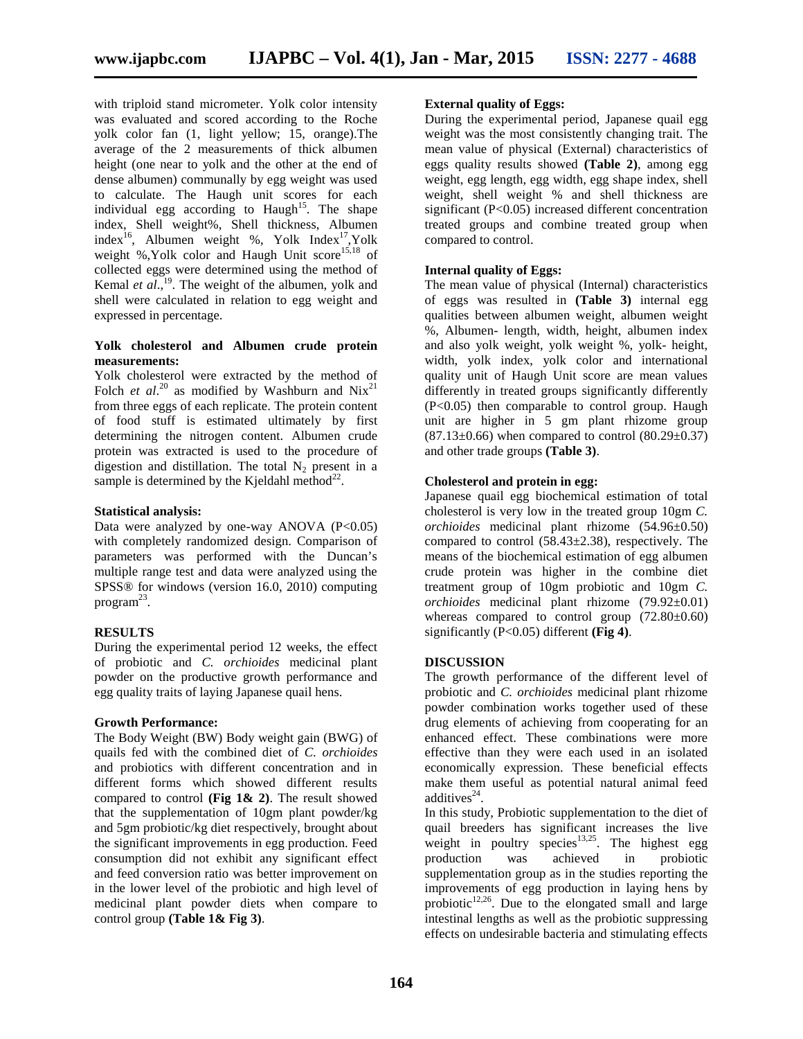with triploid stand micrometer. Yolk color intensity was evaluated and scored according to the Roche yolk color fan (1, light yellow; 15, orange).The average of the 2 measurements of thick albumen height (one near to yolk and the other at the end of dense albumen) communally by egg weight was used to calculate. The Haugh unit scores for each individual egg according to Haugh[15]. The shape index, Shell weight%, Shell thickness, Albumen index[16], Albumen weight %, Yolk Index[17],Yolk weight %,Yolk color and Haugh Unit score[15,18] of collected eggs were determined using the method of Kemal *et al*.,[19]. The weight of the albumen, yolk and shell were calculated in relation to egg weight and expressed in percentage.

#### Yolk cholesterol and Albumen crude protein measurements:

Yolk cholesterol were extracted by the method of Folch *et al*.[20] as modified by Washburn and Nix[21] from three eggs of each replicate. The protein content of food stuff is estimated ultimately by first determining the nitrogen content. Albumen crude protein was extracted is used to the procedure of digestion and distillation. The total $N_2$ present in a sample is determined by the Kjeldahl method[22].

#### Statistical analysis:

Data were analyzed by one-way ANOVA ($P<0.05$) with completely randomized design. Comparison of parameters was performed with the Duncan's multiple range test and data were analyzed using the SPSS® for windows (version 16.0, 2010) computing program[23].

## RESULTS

During the experimental period 12 weeks, the effect of probiotic and *C. orchioides* medicinal plant powder on the productive growth performance and egg quality traits of laying Japanese quail hens.

#### Growth Performance:

The Body Weight (BW) Body weight gain (BWG) of quails fed with the combined diet of *C. orchioides* and probiotics with different concentration and in different forms which showed different results compared to control **(Fig 1& 2)**. The result showed that the supplementation of 10gm plant powder/kg and 5gm probiotic/kg diet respectively, brought about the significant improvements in egg production. Feed consumption did not exhibit any significant effect and feed conversion ratio was better improvement on in the lower level of the probiotic and high level of medicinal plant powder diets when compare to control group **(Table 1& Fig 3)**.

#### External quality of Eggs:

During the experimental period, Japanese quail egg weight was the most consistently changing trait. The mean value of physical (External) characteristics of eggs quality results showed **(Table 2)**, among egg weight, egg length, egg width, egg shape index, shell weight, shell weight % and shell thickness are significant ($P<0.05$) increased different concentration treated groups and combine treated group when compared to control.

#### Internal quality of Eggs:

The mean value of physical (Internal) characteristics of eggs was resulted in **(Table 3)** internal egg qualities between albumen weight, albumen weight %, Albumen- length, width, height, albumen index and also yolk weight, yolk weight %, yolk- height, width, yolk index, yolk color and international quality unit of Haugh Unit score are mean values differently in treated groups significantly differently ($P<0.05$) then comparable to control group. Haugh unit are higher in 5 gm plant rhizome group ($87.13\pm0.66$) when compared to control ($80.29\pm0.37$) and other trade groups **(Table 3)**.

#### Cholesterol and protein in egg:

Japanese quail egg biochemical estimation of total cholesterol is very low in the treated group 10gm *C. orchioides* medicinal plant rhizome ($54.96\pm0.50$) compared to control ($58.43\pm2.38$), respectively. The means of the biochemical estimation of egg albumen crude protein was higher in the combine diet treatment group of 10gm probiotic and 10gm *C. orchioides* medicinal plant rhizome ($79.92\pm0.01$) whereas compared to control group ($72.80\pm0.60$) significantly ($P<0.05$) different **(Fig 4)**.

## DISCUSSION

The growth performance of the different level of probiotic and *C. orchioides* medicinal plant rhizome powder combination works together used of these drug elements of achieving from cooperating for an enhanced effect. These combinations were more effective than they were each used in an isolated economically expression. These beneficial effects make them useful as potential natural animal feed additives[24].

In this study, Probiotic supplementation to the diet of quail breeders has significant increases the live weight in poultry species[13,25]. The highest egg production was achieved in probiotic supplementation group as in the studies reporting the improvements of egg production in laying hens by probiotic[12,26]. Due to the elongated small and large intestinal lengths as well as the probiotic suppressing effects on undesirable bacteria and stimulating effects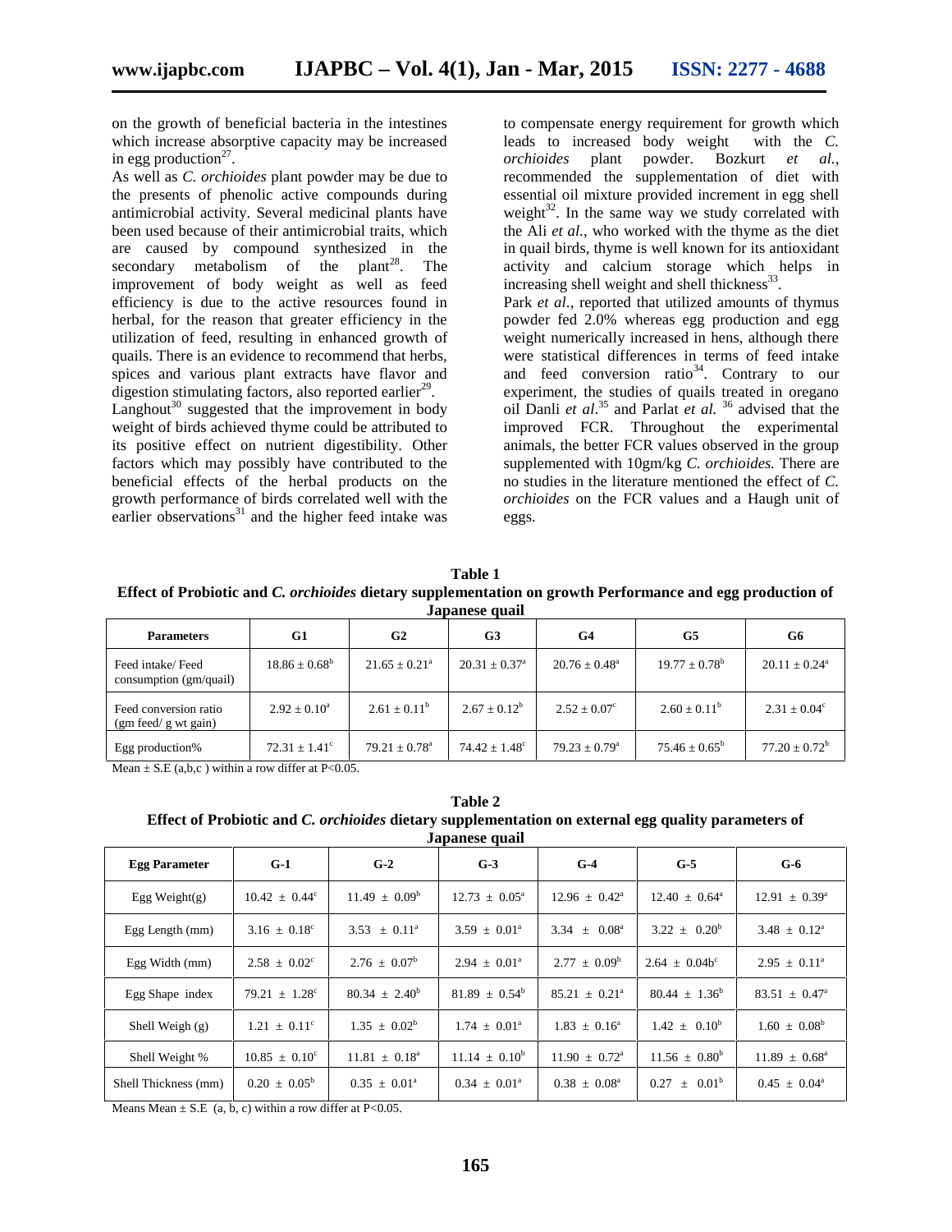on the growth of beneficial bacteria in the intestines which increase absorptive capacity may be increased in egg production[27].

As well as *C. orchioides* plant powder may be due to the presents of phenolic active compounds during antimicrobial activity. Several medicinal plants have been used because of their antimicrobial traits, which are caused by compound synthesized in the secondary metabolism of the plant[28]. The improvement of body weight as well as feed efficiency is due to the active resources found in herbal, for the reason that greater efficiency in the utilization of feed, resulting in enhanced growth of quails. There is an evidence to recommend that herbs, spices and various plant extracts have flavor and digestion stimulating factors, also reported earlier[29].

Langhout[30] suggested that the improvement in body weight of birds achieved thyme could be attributed to its positive effect on nutrient digestibility. Other factors which may possibly have contributed to the beneficial effects of the herbal products on the growth performance of birds correlated well with the earlier observations[31] and the higher feed intake was to compensate energy requirement for growth which leads to increased body weight with the *C. orchioides* plant powder. Bozkurt *et al.*, recommended the supplementation of diet with essential oil mixture provided increment in egg shell weight[32]. In the same way we study correlated with the Ali *et al.*, who worked with the thyme as the diet in quail birds, thyme is well known for its antioxidant activity and calcium storage which helps in increasing shell weight and shell thickness[33].

Park *et al.*, reported that utilized amounts of thymus powder fed 2.0% whereas egg production and egg weight numerically increased in hens, although there were statistical differences in terms of feed intake and feed conversion ratio[34]. Contrary to our experiment, the studies of quails treated in oregano oil Danli *et al*.[35] and Parlat *et al.* [36] advised that the improved FCR. Throughout the experimental animals, the better FCR values observed in the group supplemented with 10gm/kg *C. orchioides.* There are no studies in the literature mentioned the effect of *C. orchioides* on the FCR values and a Haugh unit of eggs.

**Table 1**
**Effect of Probiotic and *C. orchioides* dietary supplementation on growth Performance and egg production of Japanese quail**

| Parameters | G1 | G2 | G3 | G4 | G5 | G6 |
|---|---|---|---|---|---|---|
| Feed intake/ Feed consumption (gm/quail) | $18.86 \pm 0.68^{b}$ | $21.65 \pm 0.21^{a}$ | $20.31 \pm 0.37^{a}$ | $20.76 \pm 0.48^{a}$ | $19.77 \pm 0.78^{b}$ | $20.11 \pm 0.24^{a}$ |
| Feed conversion ratio (gm feed/ g wt gain) | $2.92 \pm 0.10^{a}$ | $2.61 \pm 0.11^{b}$ | $2.67 \pm 0.12^{b}$ | $2.52 \pm 0.07^{c}$ | $2.60 \pm 0.11^{b}$ | $2.31 \pm 0.04^{c}$ |
| Egg production% | $72.31 \pm 1.41^{c}$ | $79.21 \pm 0.78^{a}$ | $74.42 \pm 1.48^{c}$ | $79.23 \pm 0.79^{a}$ | $75.46 \pm 0.65^{b}$ | $77.20 \pm 0.72^{b}$ |

Mean ± S.E (a,b,c ) within a row differ at P<0.05.

**Table 2**
**Effect of Probiotic and *C. orchioides* dietary supplementation on external egg quality parameters of Japanese quail**

| Egg Parameter | G-1 | G-2 | G-3 | G-4 | G-5 | G-6 |
|---|---|---|---|---|---|---|
| Egg Weight(g) | $10.42 \pm 0.44^{c}$ | $11.49 \pm 0.09^{b}$ | $12.73 \pm 0.05^{a}$ | $12.96 \pm 0.42^{a}$ | $12.40 \pm 0.64^{a}$ | $12.91 \pm 0.39^{a}$ |
| Egg Length (mm) | $3.16 \pm 0.18^{c}$ | $3.53 \pm 0.11^{a}$ | $3.59 \pm 0.01^{a}$ | $3.34 \pm 0.08^{a}$ | $3.22 \pm 0.20^{b}$ | $3.48 \pm 0.12^{a}$ |
| Egg Width (mm) | $2.58 \pm 0.02^{c}$ | $2.76 \pm 0.07^{b}$ | $2.94 \pm 0.01^{a}$ | $2.77 \pm 0.09^{b}$ | $2.64 \pm 0.04b^{c}$ | $2.95 \pm 0.11^{a}$ |
| Egg Shape index | $79.21 \pm 1.28^{c}$ | $80.34 \pm 2.40^{b}$ | $81.89 \pm 0.54^{b}$ | $85.21 \pm 0.21^{a}$ | $80.44 \pm 1.36^{b}$ | $83.51 \pm 0.47^{a}$ |
| Shell Weigh (g) | $1.21 \pm 0.11^{c}$ | $1.35 \pm 0.02^{b}$ | $1.74 \pm 0.01^{a}$ | $1.83 \pm 0.16^{a}$ | $1.42 \pm 0.10^{b}$ | $1.60 \pm 0.08^{b}$ |
| Shell Weight % | $10.85 \pm 0.10^{c}$ | $11.81 \pm 0.18^{a}$ | $11.14 \pm 0.10^{b}$ | $11.90 \pm 0.72^{a}$ | $11.56 \pm 0.80^{b}$ | $11.89 \pm 0.68^{a}$ |
| Shell Thickness (mm) | $0.20 \pm 0.05^{b}$ | $0.35 \pm 0.01^{a}$ | $0.34 \pm 0.01^{a}$ | $0.38 \pm 0.08^{a}$ | $0.27 \pm 0.01^{b}$ | $0.45 \pm 0.04^{a}$ |

Means Mean ± S.E (a, b, c) within a row differ at P<0.05.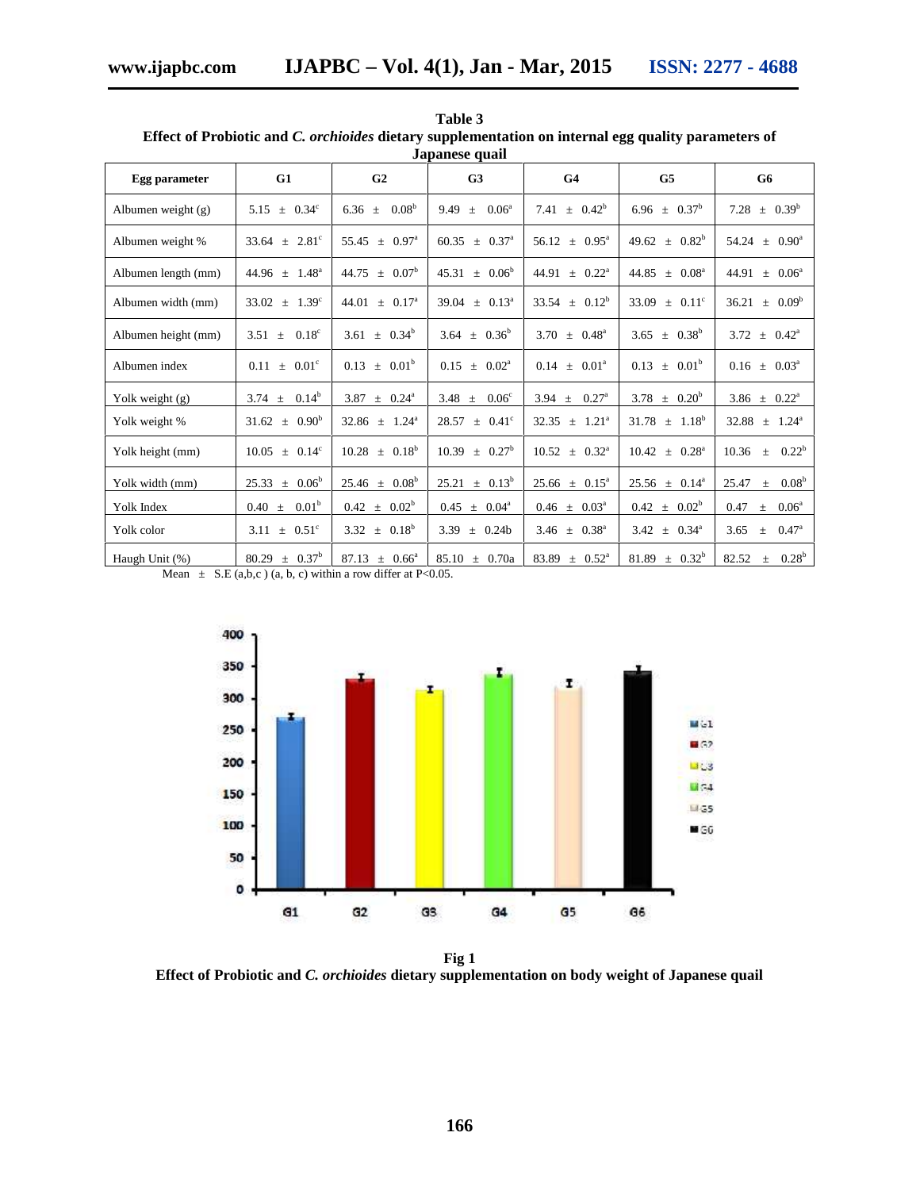**Table 3**
**Effect of Probiotic and *C. orchioides* dietary supplementation on internal egg quality parameters of Japanese quail**

| Egg parameter | G1 | G2 | G3 | G4 | G5 | G6 |
|---|---|---|---|---|---|---|
| Albumen weight (g) | 5.15 ± 0.34[c] | 6.36 ± 0.08[b] | 9.49 ± 0.06[a] | 7.41 ± 0.42[b] | 6.96 ± 0.37[b] | 7.28 ± 0.39[b] |
| Albumen weight % | 33.64 ± 2.81[c] | 55.45 ± 0.97[a] | 60.35 ± 0.37[a] | 56.12 ± 0.95[a] | 49.62 ± 0.82[b] | 54.24 ± 0.90[a] |
| Albumen length (mm) | 44.96 ± 1.48[a] | 44.75 ± 0.07[b] | 45.31 ± 0.06[b] | 44.91 ± 0.22[a] | 44.85 ± 0.08[a] | 44.91 ± 0.06[a] |
| Albumen width (mm) | 33.02 ± 1.39[c] | 44.01 ± 0.17[a] | 39.04 ± 0.13[a] | 33.54 ± 0.12[b] | 33.09 ± 0.11[c] | 36.21 ± 0.09[b] |
| Albumen height (mm) | 3.51 ± 0.18[c] | 3.61 ± 0.34[b] | 3.64 ± 0.36[b] | 3.70 ± 0.48[a] | 3.65 ± 0.38[b] | 3.72 ± 0.42[a] |
| Albumen index | 0.11 ± 0.01[c] | 0.13 ± 0.01[b] | 0.15 ± 0.02[a] | 0.14 ± 0.01[a] | 0.13 ± 0.01[b] | 0.16 ± 0.03[a] |
| Yolk weight (g) | 3.74 ± 0.14[b] | 3.87 ± 0.24[a] | 3.48 ± 0.06[c] | 3.94 ± 0.27[a] | 3.78 ± 0.20[b] | 3.86 ± 0.22[a] |
| Yolk weight % | 31.62 ± 0.90[b] | 32.86 ± 1.24[a] | 28.57 ± 0.41[c] | 32.35 ± 1.21[a] | 31.78 ± 1.18[b] | 32.88 ± 1.24[a] |
| Yolk height (mm) | 10.05 ± 0.14[c] | 10.28 ± 0.18[b] | 10.39 ± 0.27[b] | 10.52 ± 0.32[a] | 10.42 ± 0.28[a] | 10.36 ± 0.22[b] |
| Yolk width (mm) | 25.33 ± 0.06[b] | 25.46 ± 0.08[b] | 25.21 ± 0.13[b] | 25.66 ± 0.15[a] | 25.56 ± 0.14[a] | 25.47 ± 0.08[b] |
| Yolk Index | 0.40 ± 0.01[b] | 0.42 ± 0.02[b] | 0.45 ± 0.04[a] | 0.46 ± 0.03[a] | 0.42 ± 0.02[b] | 0.47 ± 0.06[a] |
| Yolk color | 3.11 ± 0.51[c] | 3.32 ± 0.18[b] | 3.39 ± 0.24b | 3.46 ± 0.38[a] | 3.42 ± 0.34[a] | 3.65 ± 0.47[a] |
| Haugh Unit (%) | 80.29 ± 0.37[b] | 87.13 ± 0.66[a] | 85.10 ± 0.70a | 83.89 ± 0.52[a] | 81.89 ± 0.32[b] | 82.52 ± 0.28[b] |

Mean ± S.E (a,b,c ) (a, b, c) within a row differ at P<0.05.

**Fig 1**
**Effect of Probiotic and *C. orchioides* dietary supplementation on body weight of Japanese quail**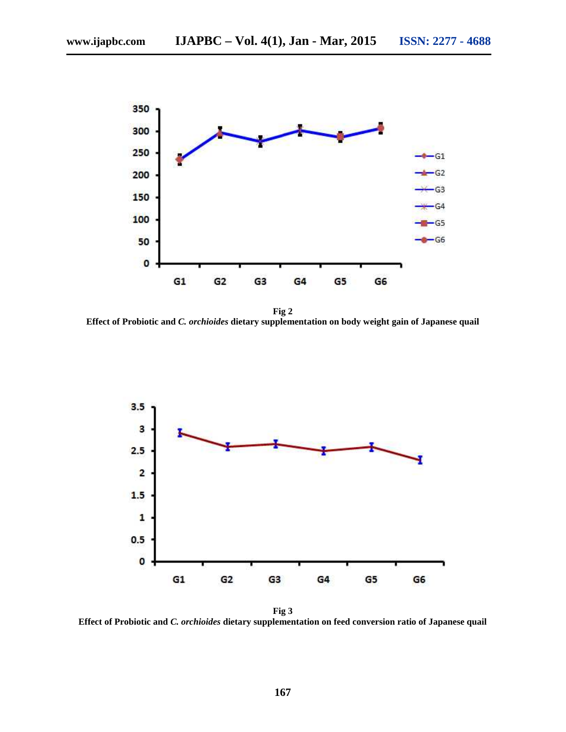**Fig 2**
**Effect of Probiotic and *C. orchioides* dietary supplementation on body weight gain of Japanese quail**

**Fig 3**
**Effect of Probiotic and *C. orchioides* dietary supplementation on feed conversion ratio of Japanese quail**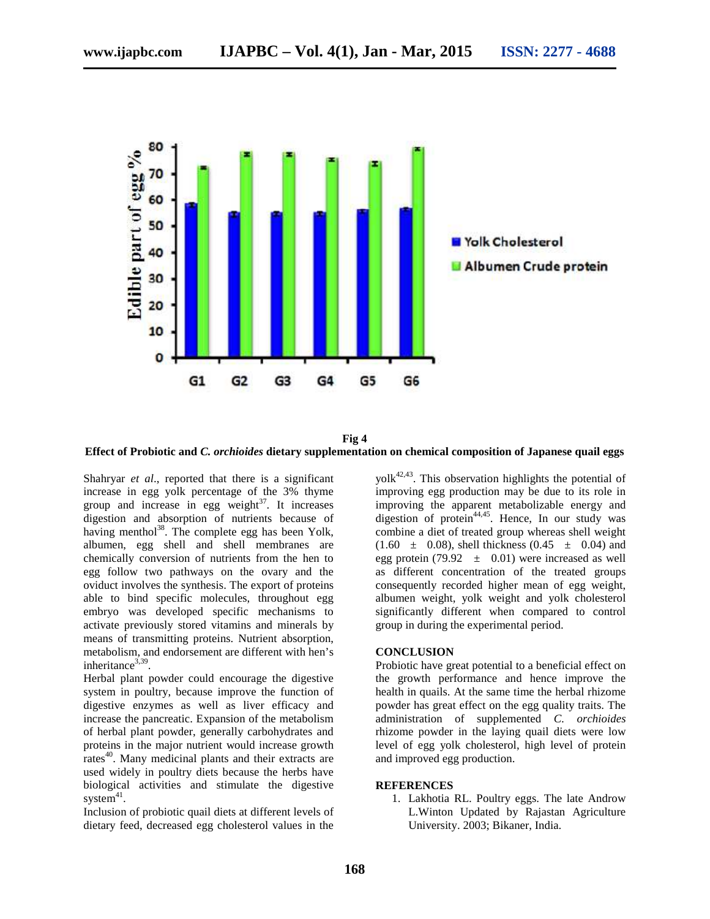Fig 4

**Effect of Probiotic and *C. orchioides* dietary supplementation on chemical composition of Japanese quail eggs**

Shahryar *et al*., reported that there is a significant increase in egg yolk percentage of the 3% thyme group and increase in egg weight[37]. It increases digestion and absorption of nutrients because of having menthol[38]. The complete egg has been Yolk, albumen, egg shell and shell membranes are chemically conversion of nutrients from the hen to egg follow two pathways on the ovary and the oviduct involves the synthesis. The export of proteins able to bind specific molecules, throughout egg embryo was developed specific mechanisms to activate previously stored vitamins and minerals by means of transmitting proteins. Nutrient absorption, metabolism, and endorsement are different with hen's inheritance[3,39].

Herbal plant powder could encourage the digestive system in poultry, because improve the function of digestive enzymes as well as liver efficacy and increase the pancreatic. Expansion of the metabolism of herbal plant powder, generally carbohydrates and proteins in the major nutrient would increase growth rates[40]. Many medicinal plants and their extracts are used widely in poultry diets because the herbs have biological activities and stimulate the digestive system[41].

Inclusion of probiotic quail diets at different levels of dietary feed, decreased egg cholesterol values in the yolk[42,43]. This observation highlights the potential of improving egg production may be due to its role in improving the apparent metabolizable energy and digestion of protein[44,45]. Hence, In our study was combine a diet of treated group whereas shell weight (1.60 ± 0.08), shell thickness (0.45 ± 0.04) and egg protein (79.92 ± 0.01) were increased as well as different concentration of the treated groups consequently recorded higher mean of egg weight, albumen weight, yolk weight and yolk cholesterol significantly different when compared to control group in during the experimental period.

## CONCLUSION

Probiotic have great potential to a beneficial effect on the growth performance and hence improve the health in quails. At the same time the herbal rhizome powder has great effect on the egg quality traits. The administration of supplemented *C. orchioides* rhizome powder in the laying quail diets were low level of egg yolk cholesterol, high level of protein and improved egg production.

## REFERENCES

1. Lakhotia RL. Poultry eggs. The late Androw L.Winton Updated by Rajastan Agriculture University. 2003; Bikaner, India.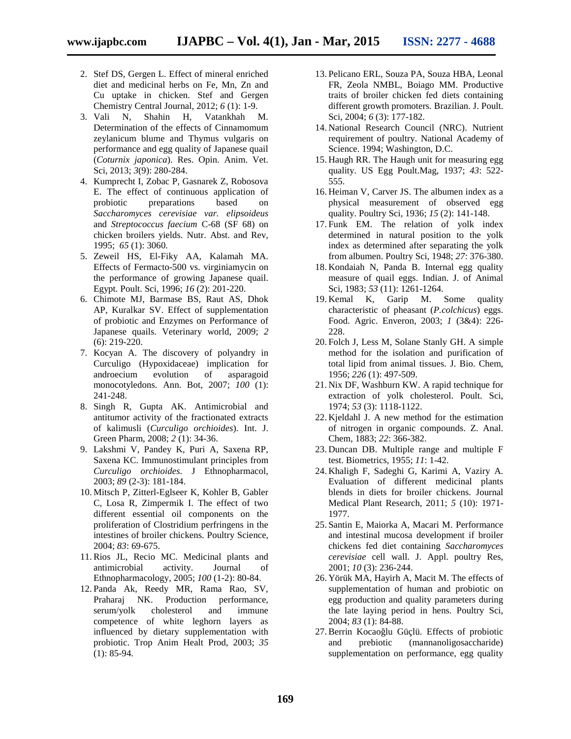2. Stef DS, Gergen L. Effect of mineral enriched diet and medicinal herbs on Fe, Mn, Zn and Cu uptake in chicken. Stef and Gergen Chemistry Central Journal, 2012; *6* (1): 1-9.
3. Vali N, Shahin H, Vatankhah M. Determination of the effects of Cinnamomum zeylanicum blume and Thymus vulgaris on performance and egg quality of Japanese quail (*Coturnix japonica*). Res. Opin. Anim. Vet. Sci, 2013; *3*(9): 280-284.
4. Kumprecht I, Zobac P, Gasnarek Z, Robosova E. The effect of continuous application of probiotic preparations based on *Saccharomyces cerevisiae var. elipsoideus* and *Streptococcus faecium* C-68 (SF 68) on chicken broilers yields. Nutr. Abst. and Rev, 1995; *65* (1): 3060.
5. Zeweil HS, El-Fiky AA, Kalamah MA. Effects of Fermacto-500 vs. virginiamycin on the performance of growing Japanese quail. Egypt. Poult. Sci, 1996; *16* (2): 201-220.
6. Chimote MJ, Barmase BS, Raut AS, Dhok AP, Kuralkar SV. Effect of supplementation of probiotic and Enzymes on Performance of Japanese quails. Veterinary world, 2009; *2* (6): 219-220.
7. Kocyan A. The discovery of polyandry in Curculigo (Hypoxidaceae) implication for androecium evolution of asparagoid monocotyledons. Ann. Bot, 2007; *100* (1): 241-248.
8. Singh R, Gupta AK. Antimicrobial and antitumor activity of the fractionated extracts of kalimusli (*Curculigo orchioides*). Int. J. Green Pharm, 2008; *2* (1): 34-36.
9. Lakshmi V, Pandey K, Puri A, Saxena RP, Saxena KC. Immunostimulant principles from *Curculigo orchioides*. J Ethnopharmacol, 2003; *89* (2-3): 181-184.
10. Mitsch P, Zitterl-Eglseer K, Kohler B, Gabler C, Losa R, Zimpermik I. The effect of two different essential oil components on the proliferation of Clostridium perfringens in the intestines of broiler chickens. Poultry Science, 2004; *83*: 69-675.
11. Rios JL, Recio MC. Medicinal plants and antimicrobial activity. Journal of Ethnopharmacology, 2005; *100* (1-2): 80-84.
12. Panda Ak, Reedy MR, Rama Rao, SV, Praharaj NK. Production performance, serum/yolk cholesterol and immune competence of white leghorn layers as influenced by dietary supplementation with probiotic. Trop Anim Healt Prod, 2003; *35* (1): 85-94.
13. Pelicano ERL, Souza PA, Souza HBA, Leonal FR, Zeola NMBL, Boiago MM. Productive traits of broiler chicken fed diets containing different growth promoters. Brazilian. J. Poult. Sci, 2004; *6* (3): 177-182.
14. National Research Council (NRC). Nutrient requirement of poultry. National Academy of Science. 1994; Washington, D.C.
15. Haugh RR. The Haugh unit for measuring egg quality. US Egg Poult.Mag, 1937; *43*: 522-555.
16. Heiman V, Carver JS. The albumen index as a physical measurement of observed egg quality. Poultry Sci, 1936; *15* (2): 141-148.
17. Funk EM. The relation of yolk index determined in natural position to the yolk index as determined after separating the yolk from albumen. Poultry Sci, 1948; *27*: 376-380.
18. Kondaiah N, Panda B. Internal egg quality measure of quail eggs. Indian. J. of Animal Sci, 1983; *53* (11): 1261-1264.
19. Kemal K, Garip M. Some quality characteristic of pheasant (*P.colchicus*) eggs. Food. Agric. Enveron, 2003; *1* (3&4): 226-228.
20. Folch J, Less M, Solane Stanly GH. A simple method for the isolation and purification of total lipid from animal tissues. J. Bio. Chem, 1956; *226* (1): 497-509.
21. Nix DF, Washburn KW. A rapid technique for extraction of yolk cholesterol. Poult. Sci, 1974; *53* (3): 1118-1122.
22. Kjeldahl J. A new method for the estimation of nitrogen in organic compounds. Z. Anal. Chem, 1883; *22*: 366-382.
23. Duncan DB. Multiple range and multiple F test. Biometrics, 1955; *11*: 1-42.
24. Khaligh F, Sadeghi G, Karimi A, Vaziry A. Evaluation of different medicinal plants blends in diets for broiler chickens. Journal Medical Plant Research, 2011; *5* (10): 1971-1977.
25. Santin E, Maiorka A, Macari M. Performance and intestinal mucosa development if broiler chickens fed diet containing *Saccharomyces cerevisiae* cell wall. J. Appl. poultry Res, 2001; *10* (3): 236-244.
26. Yörük MA, Hayirh A, Macit M. The effects of supplementation of human and probiotic on egg production and quality parameters during the late laying period in hens. Poultry Sci, 2004; *83* (1): 84-88.
27. Berrin Kocaoğlu Güçlü. Effects of probiotic and prebiotic (mannanoligosaccharide) supplementation on performance, egg quality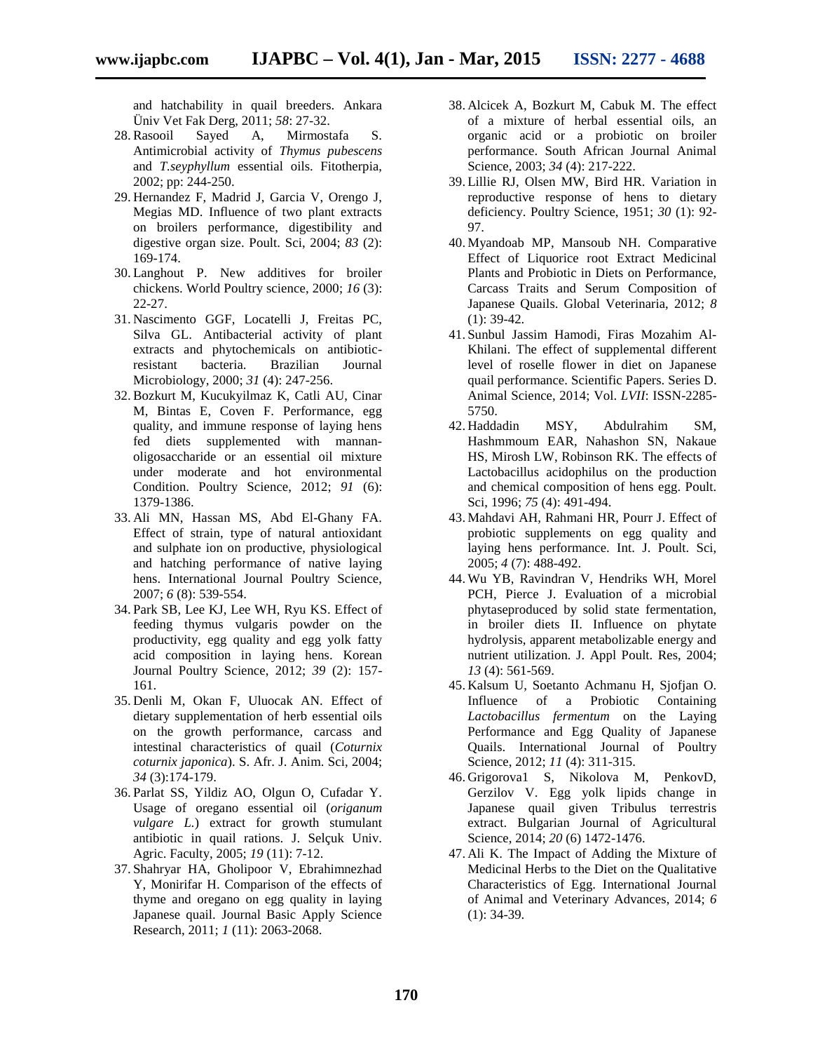and hatchability in quail breeders. Ankara Üniv Vet Fak Derg, 2011; *58*: 27-32.

28. Rasooil Sayed A, Mirmostafa S. Antimicrobial activity of *Thymus pubescens* and *T.seyphyllum* essential oils. Fitotherpia, 2002; pp: 244-250.
29. Hernandez F, Madrid J, Garcia V, Orengo J, Megias MD. Influence of two plant extracts on broilers performance, digestibility and digestive organ size. Poult. Sci, 2004; *83* (2): 169-174.
30. Langhout P. New additives for broiler chickens. World Poultry science, 2000; *16* (3): 22-27.
31. Nascimento GGF, Locatelli J, Freitas PC, Silva GL. Antibacterial activity of plant extracts and phytochemicals on antibiotic-resistant bacteria. Brazilian Journal Microbiology, 2000; *31* (4): 247-256.
32. Bozkurt M, Kucukyilmaz K, Catli AU, Cinar M, Bintas E, Coven F. Performance, egg quality, and immune response of laying hens fed diets supplemented with mannan-oligosaccharide or an essential oil mixture under moderate and hot environmental Condition. Poultry Science, 2012; *91* (6): 1379-1386.
33. Ali MN, Hassan MS, Abd El-Ghany FA. Effect of strain, type of natural antioxidant and sulphate ion on productive, physiological and hatching performance of native laying hens. International Journal Poultry Science, 2007; *6* (8): 539-554.
34. Park SB, Lee KJ, Lee WH, Ryu KS. Effect of feeding thymus vulgaris powder on the productivity, egg quality and egg yolk fatty acid composition in laying hens. Korean Journal Poultry Science, 2012; *39* (2): 157-161.
35. Denli M, Okan F, Uluocak AN. Effect of dietary supplementation of herb essential oils on the growth performance, carcass and intestinal characteristics of quail (*Coturnix coturnix japonica*). S. Afr. J. Anim. Sci, 2004; *34* (3):174-179.
36. Parlat SS, Yildiz AO, Olgun O, Cufadar Y. Usage of oregano essential oil (*origanum vulgare L.*) extract for growth stumulant antibiotic in quail rations. J. Selçuk Univ. Agric. Faculty, 2005; *19* (11): 7-12.
37. Shahryar HA, Gholipoor V, Ebrahimnezhad Y, Monirifar H. Comparison of the effects of thyme and oregano on egg quality in laying Japanese quail. Journal Basic Apply Science Research, 2011; *1* (11): 2063-2068.
38. Alcicek A, Bozkurt M, Cabuk M. The effect of a mixture of herbal essential oils, an organic acid or a probiotic on broiler performance. South African Journal Animal Science, 2003; *34* (4): 217-222.
39. Lillie RJ, Olsen MW, Bird HR. Variation in reproductive response of hens to dietary deficiency. Poultry Science, 1951; *30* (1): 92-97.
40. Myandoab MP, Mansoub NH. Comparative Effect of Liquorice root Extract Medicinal Plants and Probiotic in Diets on Performance, Carcass Traits and Serum Composition of Japanese Quails. Global Veterinaria, 2012; *8* (1): 39-42.
41. Sunbul Jassim Hamodi, Firas Mozahim Al-Khilani. The effect of supplemental different level of roselle flower in diet on Japanese quail performance. Scientific Papers. Series D. Animal Science, 2014; Vol. *LVII*: ISSN-2285-5750.
42. Haddadin MSY, Abdulrahim SM, Hashmmoum EAR, Nahashon SN, Nakaue HS, Mirosh LW, Robinson RK. The effects of Lactobacillus acidophilus on the production and chemical composition of hens egg. Poult. Sci, 1996; *75* (4): 491-494.
43. Mahdavi AH, Rahmani HR, Pourr J. Effect of probiotic supplements on egg quality and laying hens performance. Int. J. Poult. Sci, 2005; *4* (7): 488-492.
44. Wu YB, Ravindran V, Hendriks WH, Morel PCH, Pierce J. Evaluation of a microbial phytaseproduced by solid state fermentation, in broiler diets II. Influence on phytate hydrolysis, apparent metabolizable energy and nutrient utilization. J. Appl Poult. Res, 2004; *13* (4): 561-569.
45. Kalsum U, Soetanto Achmanu H, Sjofjan O. Influence of a Probiotic Containing *Lactobacillus fermentum* on the Laying Performance and Egg Quality of Japanese Quails. International Journal of Poultry Science, 2012; *11* (4): 311-315.
46. Grigorova1 S, Nikolova M, PenkovD, Gerzilov V. Egg yolk lipids change in Japanese quail given Tribulus terrestris extract. Bulgarian Journal of Agricultural Science, 2014; *20* (6) 1472-1476.
47. Ali K. The Impact of Adding the Mixture of Medicinal Herbs to the Diet on the Qualitative Characteristics of Egg. International Journal of Animal and Veterinary Advances, 2014; *6* (1): 34-39.